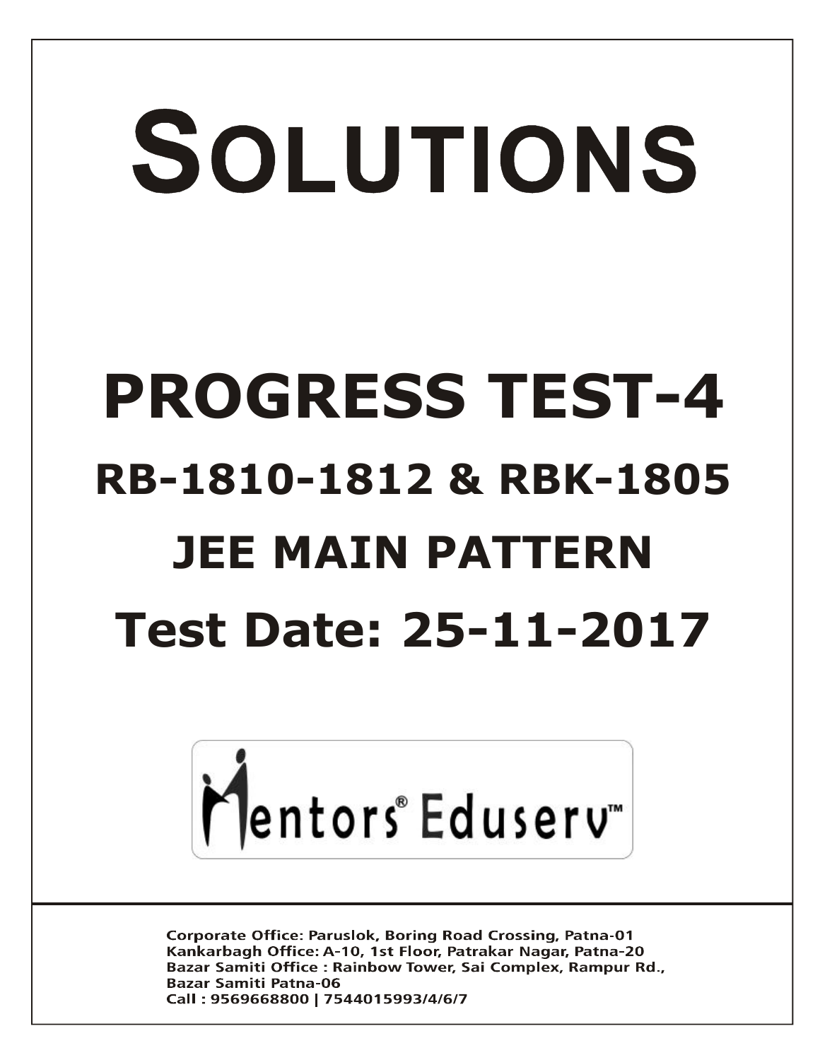# SOLUTIONS

# PROGRESS TEST-4

## RB-1810-1812 & RBK-1805

## JEE MAIN PATTERN

## Test Date: 25-11-2017

Mentors® Eduserv™

Corporate Office: Paruslok, Boring Road Crossing, Patna-01
Kankarbagh Office: A-10, 1st Floor, Patrakar Nagar, Patna-20
Bazar Samiti Office : Rainbow Tower, Sai Complex, Rampur Rd., Bazar Samiti Patna-06
Call : 9569668800 | 7544015993/4/6/7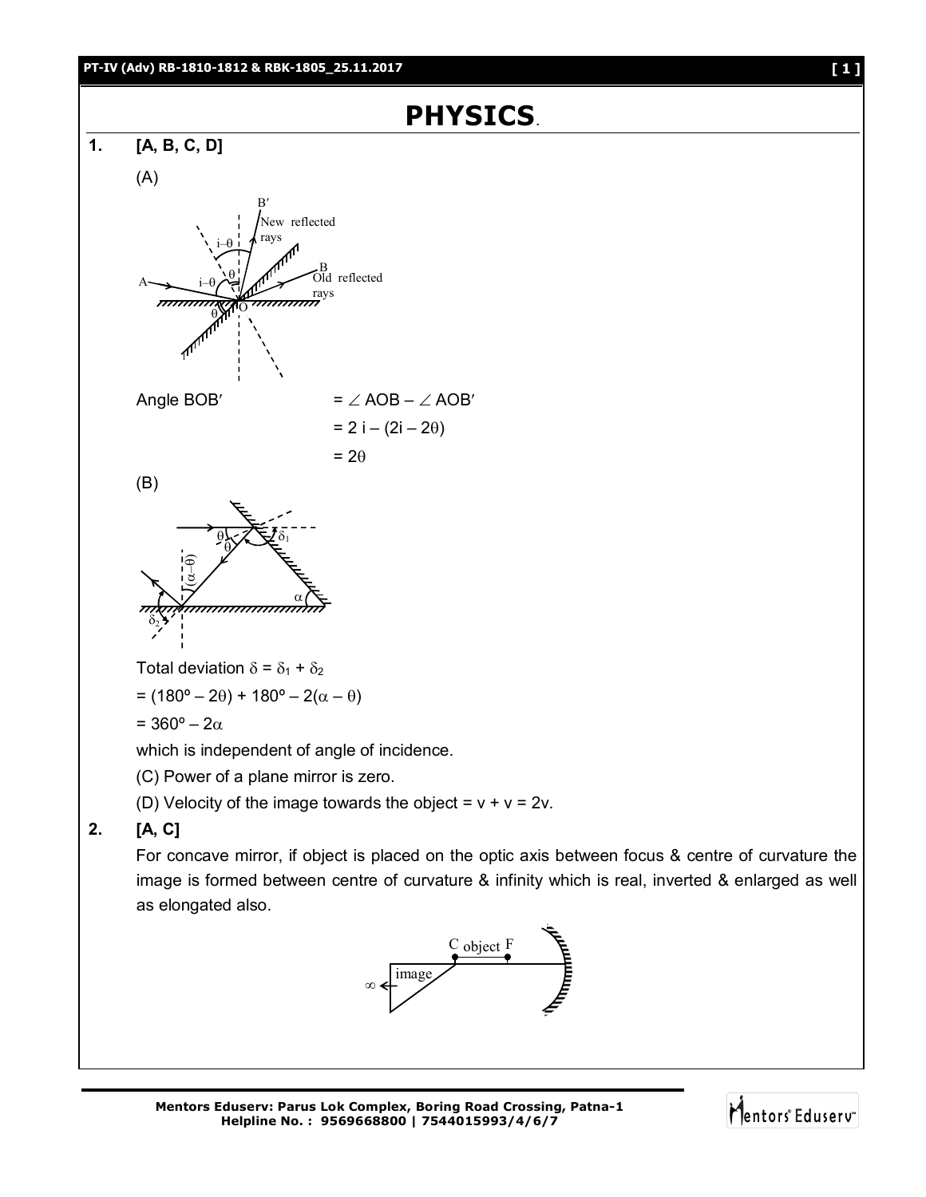# PHYSICS

**1. [A, B, C, D]**

(A)

Angle BOB′ $= \angle AOB - \angle AOB'$

$= 2i - (2i - 2\theta)$

$= 2\theta$

(B)

Total deviation $\delta = \delta_1 + \delta_2$

$= (180^\circ - 2\theta) + 180^\circ - 2(\alpha - \theta)$

$= 360^\circ - 2\alpha$

which is independent of angle of incidence.

(C) Power of a plane mirror is zero.

(D) Velocity of the image towards the object $= v + v = 2v$.

**2. [A, C]**

For concave mirror, if object is placed on the optic axis between focus & centre of curvature the image is formed between centre of curvature & infinity which is real, inverted & enlarged as well as elongated also.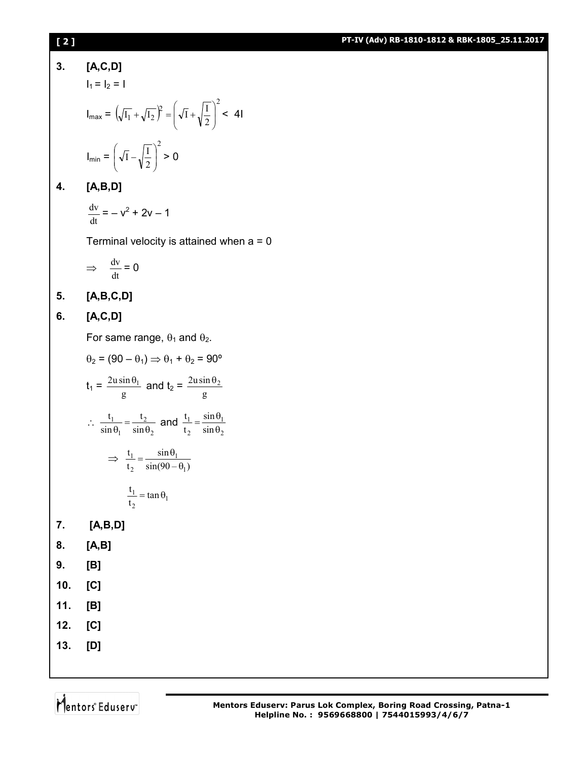**3. [A,C,D]**

$I_1 = I_2 = I$

$I_{max} = \left(\sqrt{I_1} + \sqrt{I_2}\right)^2 = \left(\sqrt{I} + \sqrt{\frac{I}{2}}\right)^2 < 4I$

$I_{min} = \left(\sqrt{I} - \sqrt{\frac{I}{2}}\right)^2 > 0$

**4. [A,B,D]**

$\frac{dv}{dt} = -v^2 + 2v - 1$

Terminal velocity is attained when $a = 0$

$\Rightarrow \quad \frac{dv}{dt} = 0$

**5. [A,B,C,D]**

**6. [A,C,D]**

For same range, $\theta_1$ and $\theta_2$.

$\theta_2 = (90 - \theta_1) \Rightarrow \theta_1 + \theta_2 = 90^o$

$t_1 = \frac{2u\sin\theta_1}{g}$ and $t_2 = \frac{2u\sin\theta_2}{g}$

$\therefore \frac{t_1}{\sin\theta_1} = \frac{t_2}{\sin\theta_2}$ and $\frac{t_1}{t_2} = \frac{\sin\theta_1}{\sin\theta_2}$

$\Rightarrow \frac{t_1}{t_2} = \frac{\sin\theta_1}{\sin(90-\theta_1)}$

$\frac{t_1}{t_2} = \tan\theta_1$

**7. [A,B,D]**

**8. [A,B]**

**9. [B]**

**10. [C]**

**11. [B]**

**12. [C]**

**13. [D]**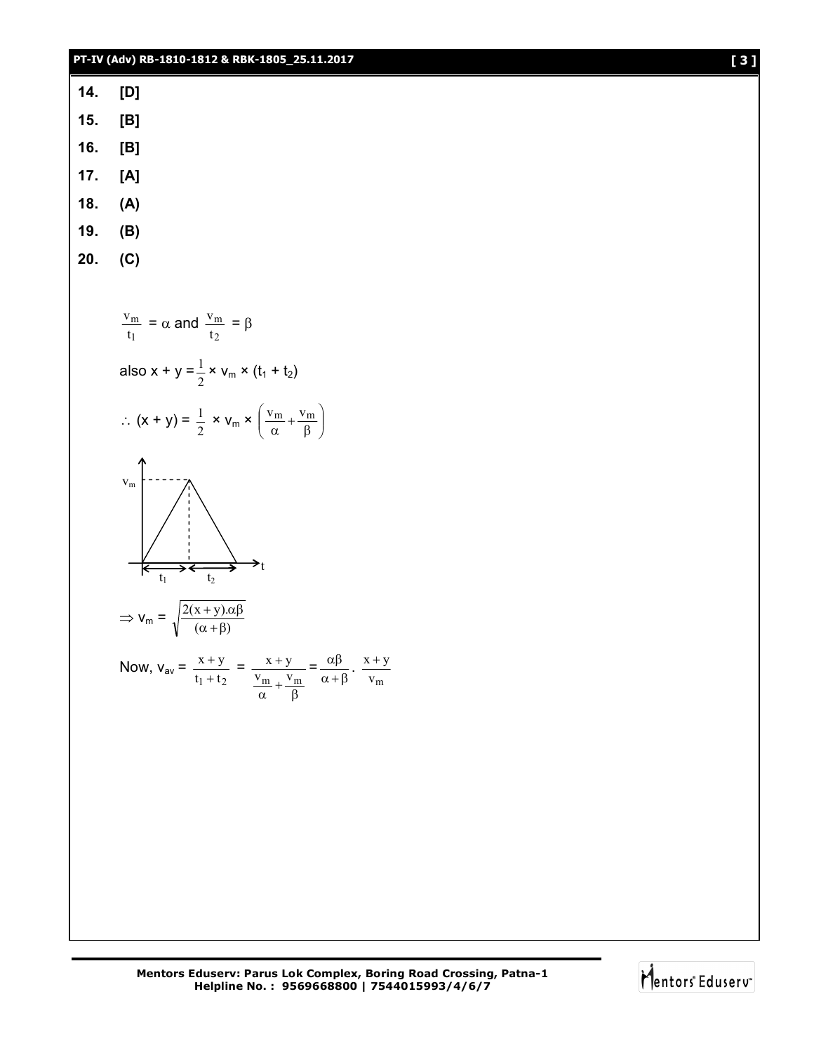**14.** **[D]**

**15.** **[B]**

**16.** **[B]**

**17.** **[A]**

**18.** **(A)**

**19.** **(B)**

**20.** **(C)**

$\frac{v_m}{t_1} = \alpha$ and $\frac{v_m}{t_2} = \beta$

also $x + y = \frac{1}{2} \times v_m \times (t_1 + t_2)$

$\therefore (x + y) = \frac{1}{2} \times v_m \times \left(\frac{v_m}{\alpha} + \frac{v_m}{\beta}\right)$

$v_m$

t

$t_1$

$t_2$

$\Rightarrow v_m = \sqrt{\frac{2(x+y).\alpha\beta}{(\alpha+\beta)}}$

Now, $v_{av} = \frac{x+y}{t_1+t_2} = \frac{x+y}{\frac{v_m}{\alpha}+\frac{v_m}{\beta}} = \frac{\alpha\beta}{\alpha+\beta} \cdot \frac{x+y}{v_m}$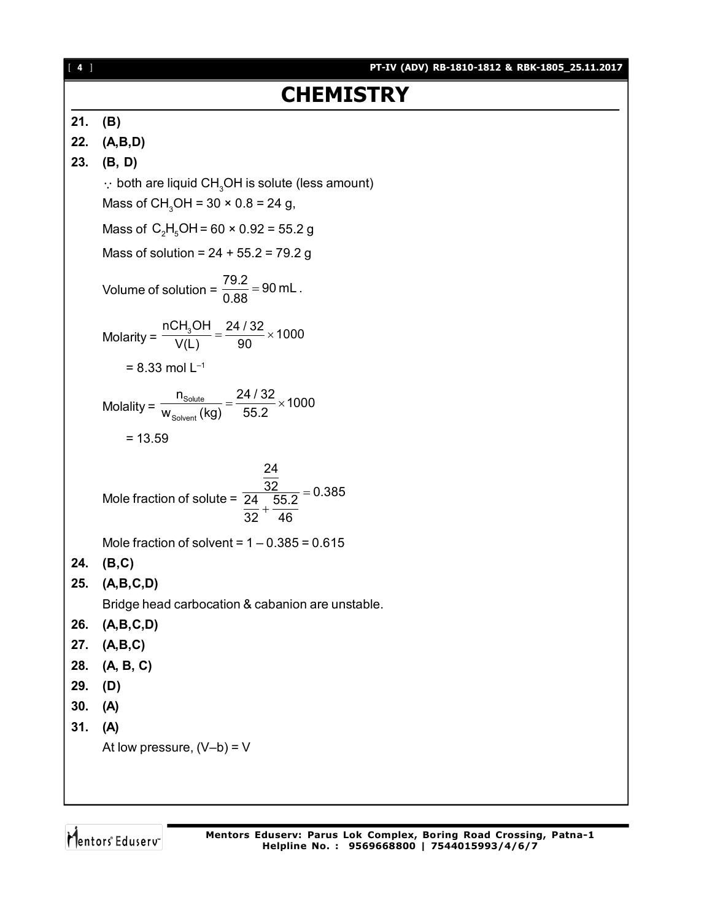# CHEMISTRY

**21.** **(B)**

**22.** **(A,B,D)**

**23.** **(B, D)**

$\because$ both are liquid $CH_3OH$ is solute (less amount)

Mass of $CH_3OH = 30 \times 0.8 = 24$ g,

Mass of $C_2H_5OH = 60 \times 0.92 = 55.2$ g

Mass of solution = 24 + 55.2 = 79.2 g

Volume of solution = $\frac{79.2}{0.88} = 90\,\text{mL}$.

Molarity = $\frac{nCH_3OH}{V(L)} = \frac{24/32}{90} \times 1000$

= 8.33 mol $L^{-1}$

Molality = $\frac{n_{Solute}}{w_{Solvent}(kg)} = \frac{24/32}{55.2} \times 1000$

= 13.59

Mole fraction of solute = $\frac{\frac{24}{32}}{\frac{24}{32} + \frac{55.2}{46}} = 0.385$

Mole fraction of solvent = 1 – 0.385 = 0.615

**24.** **(B,C)**

**25.** **(A,B,C,D)**

Bridge head carbocation & cabanion are unstable.

**26.** **(A,B,C,D)**

**27.** **(A,B,C)**

**28.** **(A, B, C)**

**29.** **(D)**

**30.** **(A)**

**31.** **(A)**

At low pressure, $(V-b) = V$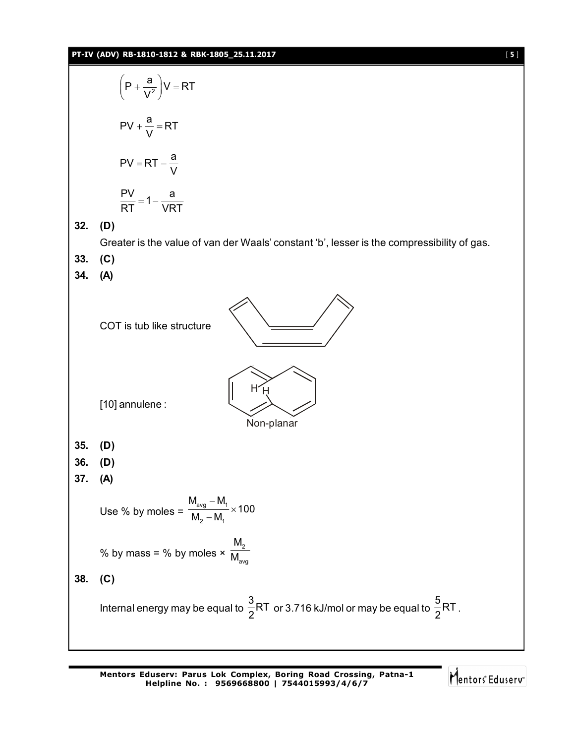$$\left(P + \frac{a}{V^2}\right)V = RT$$

$$PV + \frac{a}{V} = RT$$

$$PV = RT - \frac{a}{V}$$

$$\frac{PV}{RT} = 1 - \frac{a}{VRT}$$

**32. (D)**

Greater is the value of van der Waals' constant 'b', lesser is the compressibility of gas.

**33. (C)**

**34. (A)**

COT is tub like structure

[10] annulene :

H H

Non-planar

**35. (D)**

**36. (D)**

**37. (A)**

Use % by moles = $\frac{M_{avg} - M_1}{M_2 - M_1} \times 100$

% by mass = % by moles × $\frac{M_2}{M_{avg}}$

**38. (C)**

Internal energy may be equal to $\frac{3}{2}RT$ or 3.716 kJ/mol or may be equal to $\frac{5}{2}RT$.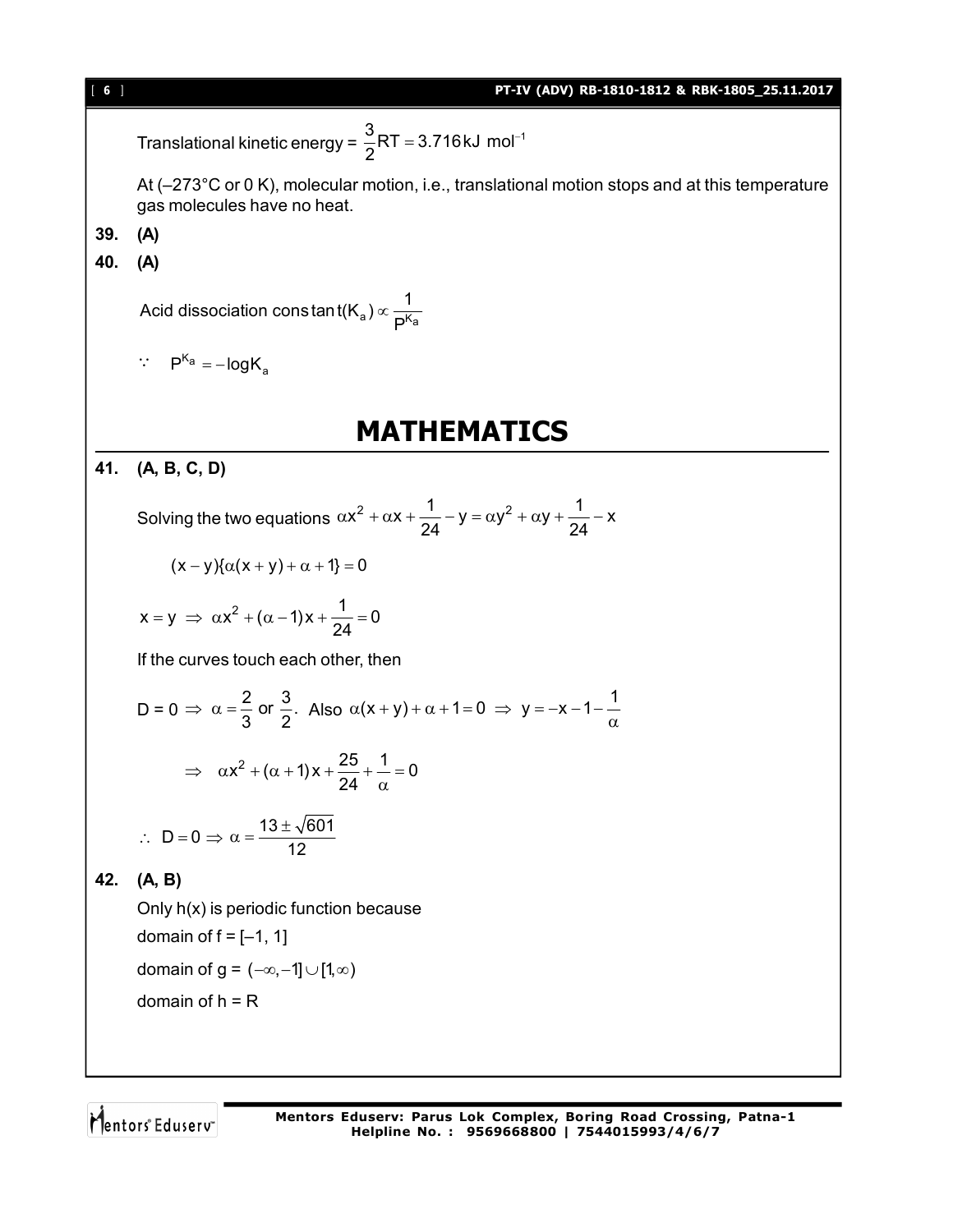Translational kinetic energy = $\frac{3}{2}RT = 3.716\,kJ\ mol^{-1}$

At (–273°C or 0 K), molecular motion, i.e., translational motion stops and at this temperature gas molecules have no heat.

**39. (A)**

**40. (A)**

Acid dissociation constant$(K_a) \propto \frac{1}{P^{K_a}}$

$\because \quad P^{K_a} = -\log K_a$

# MATHEMATICS

**41. (A, B, C, D)**

Solving the two equations $\alpha x^2 + \alpha x + \frac{1}{24} - y = \alpha y^2 + \alpha y + \frac{1}{24} - x$

$(x - y)\{\alpha(x + y) + \alpha + 1\} = 0$

$x = y \Rightarrow \alpha x^2 + (\alpha - 1)x + \frac{1}{24} = 0$

If the curves touch each other, then

D = 0 $\Rightarrow \alpha = \frac{2}{3}$ or $\frac{3}{2}$. Also $\alpha(x + y) + \alpha + 1 = 0 \Rightarrow y = -x - 1 - \frac{1}{\alpha}$

$\Rightarrow \quad \alpha x^2 + (\alpha + 1)x + \frac{25}{24} + \frac{1}{\alpha} = 0$

$\therefore \ D = 0 \Rightarrow \alpha = \frac{13 \pm \sqrt{601}}{12}$

**42. (A, B)**

Only h(x) is periodic function because

domain of f = [–1, 1]

domain of g = $(-\infty, -1] \cup [1, \infty)$

domain of h = R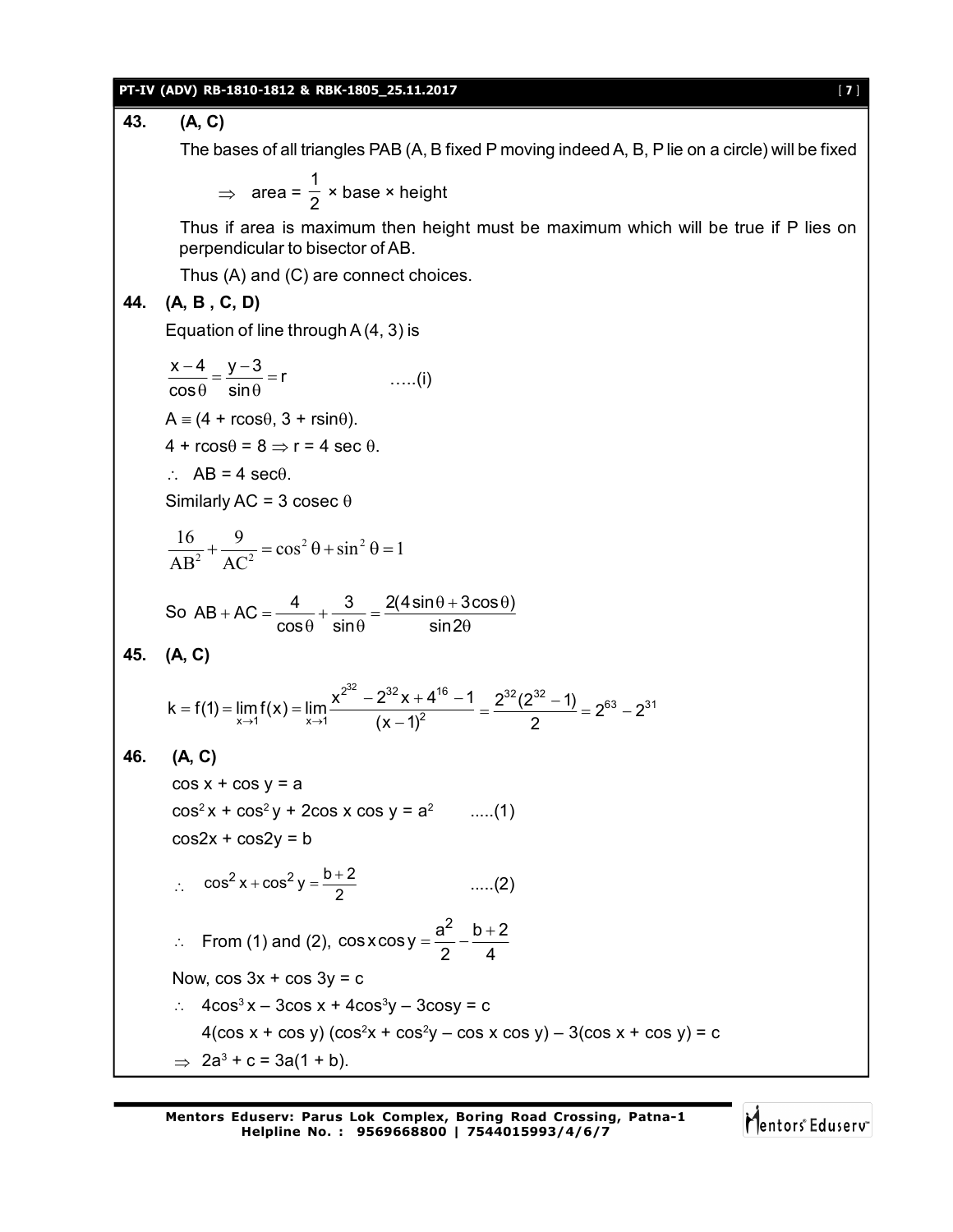**43. (A, C)**

The bases of all triangles PAB (A, B fixed P moving indeed A, B, P lie on a circle) will be fixed

$\Rightarrow$ area = $\frac{1}{2}$ × base × height

Thus if area is maximum then height must be maximum which will be true if P lies on perpendicular to bisector of AB.

Thus (A) and (C) are connect choices.

**44. (A, B , C, D)**

Equation of line through A (4, 3) is

$$\frac{x-4}{\cos\theta} = \frac{y-3}{\sin\theta} = r \qquad \text{.....(i)}$$

$A \equiv (4 + r\cos\theta, 3 + r\sin\theta)$.

$4 + r\cos\theta = 8 \Rightarrow r = 4\sec\theta$.

$\therefore$ AB = 4 sec$\theta$.

Similarly AC = 3 cosec $\theta$

$$\frac{16}{AB^2} + \frac{9}{AC^2} = \cos^2\theta + \sin^2\theta = 1$$

So $AB + AC = \frac{4}{\cos\theta} + \frac{3}{\sin\theta} = \frac{2(4\sin\theta + 3\cos\theta)}{\sin 2\theta}$

**45. (A, C)**

$$k = f(1) = \lim_{x\to 1} f(x) = \lim_{x\to 1} \frac{x^{2^{32}} - 2^{32}x + 4^{16} - 1}{(x-1)^2} = \frac{2^{32}(2^{32}-1)}{2} = 2^{63} - 2^{31}$$

**46. (A, C)**

cos x + cos y = a

$\cos^2 x + \cos^2 y + 2\cos x \cos y = a^2 \qquad \text{.....(1)}$

cos2x + cos2y = b

$\therefore \quad \cos^2 x + \cos^2 y = \frac{b+2}{2} \qquad \text{.....(2)}$

$\therefore$ From (1) and (2), $\cos x \cos y = \frac{a^2}{2} - \frac{b+2}{4}$

Now, cos 3x + cos 3y = c

$\therefore \quad 4\cos^3 x - 3\cos x + 4\cos^3 y - 3\cos y = c$

$4(\cos x + \cos y)(\cos^2 x + \cos^2 y - \cos x \cos y) - 3(\cos x + \cos y) = c$

$\Rightarrow 2a^3 + c = 3a(1 + b)$.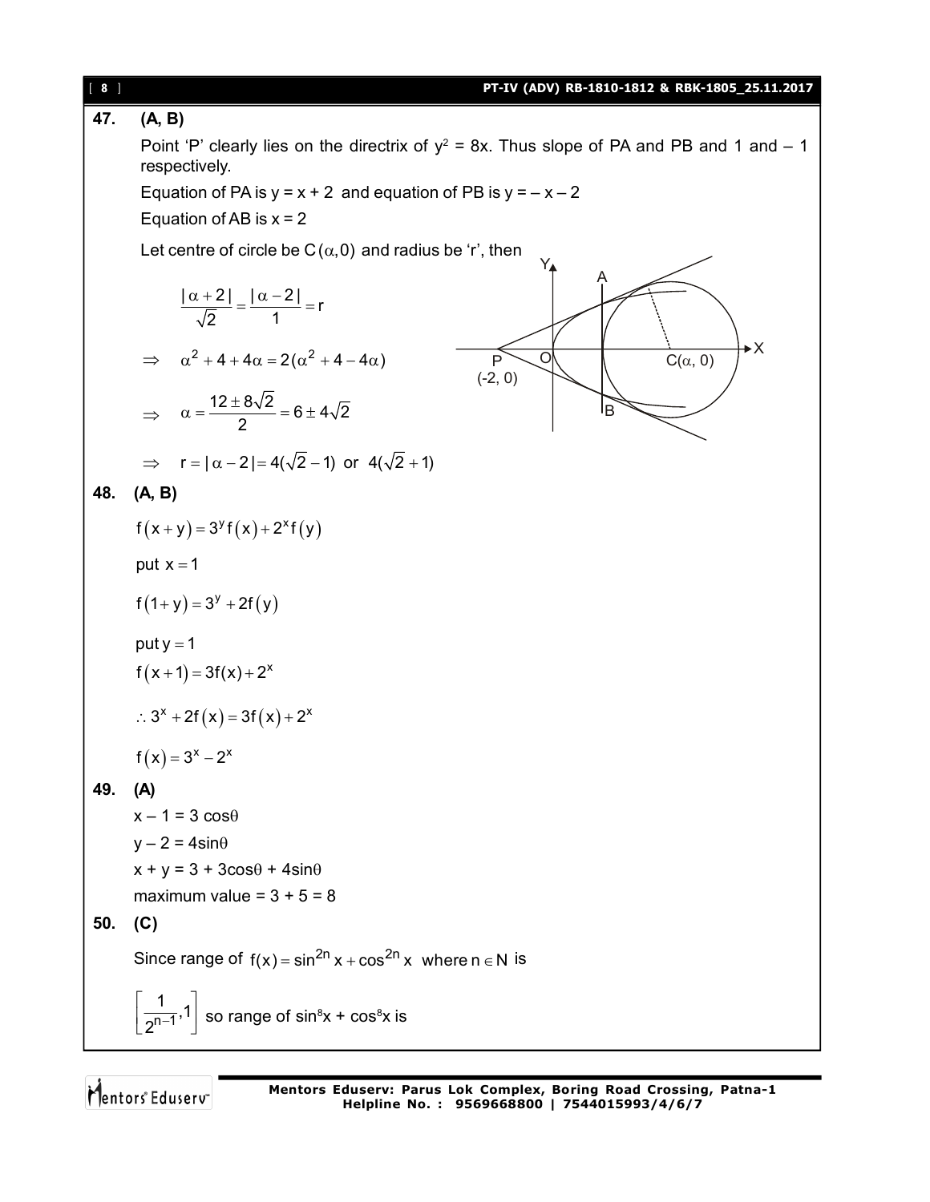**47. (A, B)**

Point 'P' clearly lies on the directrix of $y^2 = 8x$. Thus slope of PA and PB and 1 and – 1 respectively.

Equation of PA is $y = x + 2$ and equation of PB is $y = -x - 2$

Equation of AB is $x = 2$

Let centre of circle be $C(\alpha, 0)$ and radius be 'r', then

$$\frac{|\alpha+2|}{\sqrt{2}} = \frac{|\alpha-2|}{1} = r$$

$$\Rightarrow \quad \alpha^2 + 4 + 4\alpha = 2(\alpha^2 + 4 - 4\alpha)$$

$$\Rightarrow \quad \alpha = \frac{12 \pm 8\sqrt{2}}{2} = 6 \pm 4\sqrt{2}$$

$$\Rightarrow \quad r = |\alpha - 2| = 4(\sqrt{2}-1) \text{ or } 4(\sqrt{2}+1)$$

Y
A
X
P
(-2, 0)
O
C(α, 0)
B

**48. (A, B)**

$$f(x+y) = 3^y f(x) + 2^x f(y)$$

put $x = 1$

$$f(1+y) = 3^y + 2f(y)$$

put $y = 1$

$$f(x+1) = 3f(x) + 2^x$$

$$\therefore 3^x + 2f(x) = 3f(x) + 2^x$$

$$f(x) = 3^x - 2^x$$

**49. (A)**

$x - 1 = 3\cos\theta$

$y - 2 = 4\sin\theta$

$x + y = 3 + 3\cos\theta + 4\sin\theta$

maximum value = 3 + 5 = 8

**50. (C)**

Since range of $f(x) = \sin^{2n} x + \cos^{2n} x$ where $n \in N$ is

$\left[\frac{1}{2^{n-1}}, 1\right]$ so range of $\sin^8 x + \cos^8 x$ is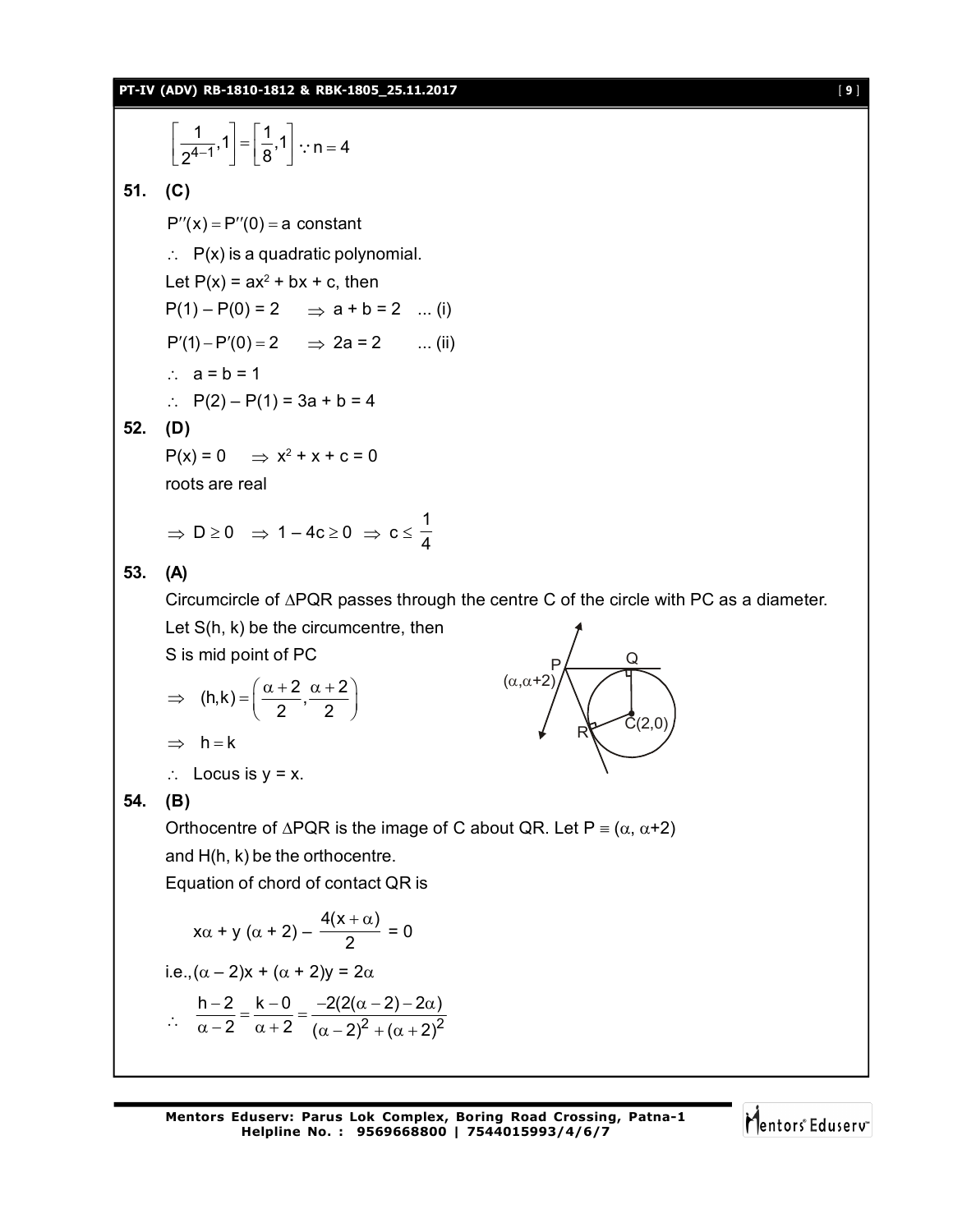$$\left[\frac{1}{2^{4-1}},1\right]=\left[\frac{1}{8},1\right] \because n=4$$

**51. (C)**

$P''(x)=P''(0)=$ a constant

$\therefore$ P(x) is a quadratic polynomial.

Let $P(x) = ax^2 + bx + c$, then

$P(1) - P(0) = 2 \quad \Rightarrow a + b = 2 \quad ...$ (i)

$P'(1) - P'(0) = 2 \quad \Rightarrow 2a = 2 \quad ...$ (ii)

$\therefore \; a = b = 1$

$\therefore \; P(2) - P(1) = 3a + b = 4$

**52. (D)**

$P(x) = 0 \quad \Rightarrow x^2 + x + c = 0$

roots are real

$$\Rightarrow D \geq 0 \quad \Rightarrow 1 - 4c \geq 0 \quad \Rightarrow c \leq \frac{1}{4}$$

**53. (A)**

Circumcircle of $\Delta PQR$ passes through the centre C of the circle with PC as a diameter.

Let S(h, k) be the circumcentre, then

S is mid point of PC

$$\Rightarrow \quad (h,k)=\left(\frac{\alpha+2}{2},\frac{\alpha+2}{2}\right)$$

$\Rightarrow \quad h = k$

$\therefore$ Locus is y = x.

P
$(\alpha,\alpha+2)$
Q
R
C(2,0)

**54. (B)**

Orthocentre of $\Delta PQR$ is the image of C about QR. Let $P \equiv (\alpha, \alpha+2)$ and H(h, k) be the orthocentre.

Equation of chord of contact QR is

$$x\alpha + y(\alpha+2) - \frac{4(x+\alpha)}{2} = 0$$

i.e., $(\alpha - 2)x + (\alpha + 2)y = 2\alpha$

$$\therefore \quad \frac{h-2}{\alpha-2}=\frac{k-0}{\alpha+2}=\frac{-2(2(\alpha-2)-2\alpha)}{(\alpha-2)^2+(\alpha+2)^2}$$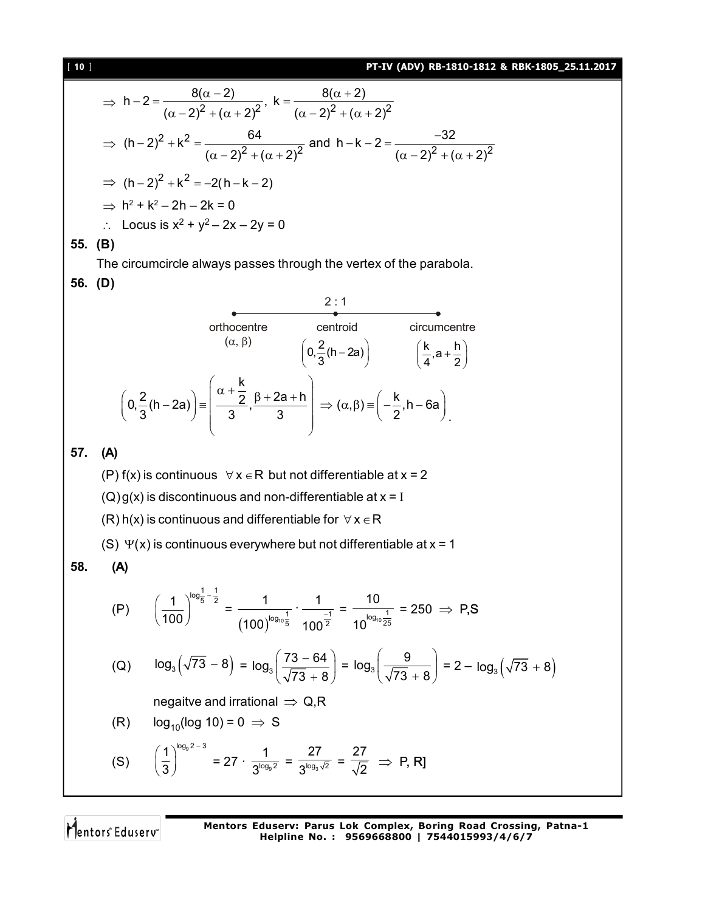$$\Rightarrow\ h-2=\frac{8(\alpha-2)}{(\alpha-2)^2+(\alpha+2)^2},\ k=\frac{8(\alpha+2)}{(\alpha-2)^2+(\alpha+2)^2}$$

$$\Rightarrow\ (h-2)^2+k^2=\frac{64}{(\alpha-2)^2+(\alpha+2)^2}\text{ and } h-k-2=\frac{-32}{(\alpha-2)^2+(\alpha+2)^2}$$

$$\Rightarrow\ (h-2)^2+k^2=-2(h-k-2)$$

$$\Rightarrow\ h^2+k^2-2h-2k=0$$

$\therefore$ Locus is $x^2+y^2-2x-2y=0$

**55. (B)**

The circumcircle always passes through the vertex of the parabola.

**56. (D)**

2 : 1

orthocentre $(\alpha, \beta)$ — centroid $\left(0,\frac{2}{3}(h-2a)\right)$ — circumcentre $\left(\frac{k}{4},a+\frac{h}{2}\right)$

$$\left(0,\frac{2}{3}(h-2a)\right)\equiv\left(\frac{\alpha+\frac{k}{2}}{3},\frac{\beta+2a+h}{3}\right)\Rightarrow(\alpha,\beta)\equiv\left(-\frac{k}{2},h-6a\right).$$

**57. (A)**

(P) f(x) is continuous $\forall x\in R$ but not differentiable at x = 2

(Q) g(x) is discontinuous and non-differentiable at x = I

(R) h(x) is continuous and differentiable for $\forall x\in R$

(S) $\Psi(x)$ is continuous everywhere but not differentiable at x = 1

**58. (A)**

(P) $\left(\frac{1}{100}\right)^{\log_{5}^{1}-\frac{1}{2}}=\frac{1}{(100)^{\log_{10}\frac{1}{5}}}\cdot\frac{1}{100^{\frac{-1}{2}}}=\frac{10}{10^{\log_{10}\frac{1}{25}}}=250\ \Rightarrow$ P,S

(Q) $\log_3\left(\sqrt{73}-8\right)=\log_3\left(\frac{73-64}{\sqrt{73}+8}\right)=\log_3\left(\frac{9}{\sqrt{73}+8}\right)=2-\log_3\left(\sqrt{73}+8\right)$

negaitve and irrational $\Rightarrow$ Q,R

(R) $\log_{10}(\log 10)=0\ \Rightarrow$ S

(S) $\left(\frac{1}{3}\right)^{\log_9 2-3}=27\cdot\frac{1}{3^{\log_9 2}}=\frac{27}{3^{\log_3\sqrt{2}}}=\frac{27}{\sqrt{2}}\ \Rightarrow$ P, R]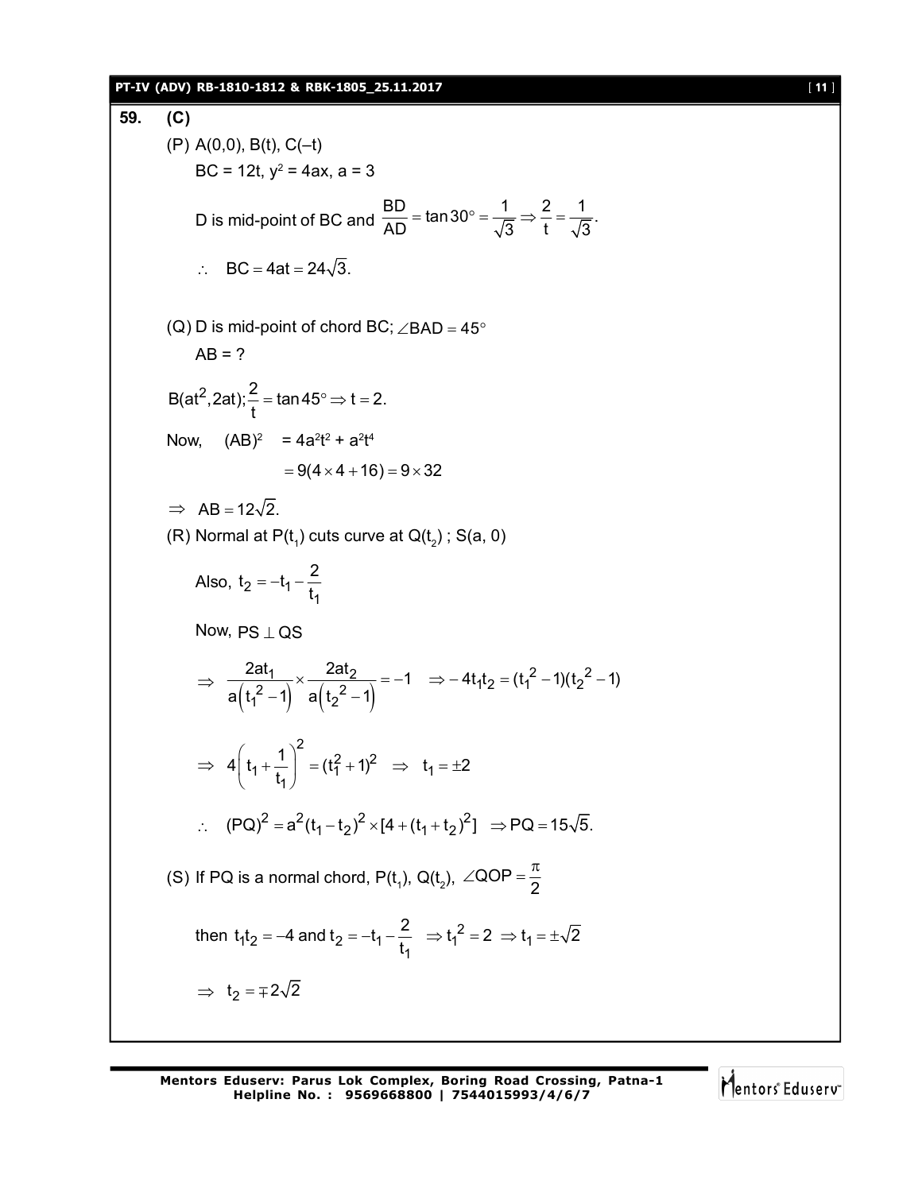**59. (C)**

(P) A(0,0), B(t), C(–t)

BC = 12t, $y^2 = 4ax$, a = 3

D is mid-point of BC and $\frac{BD}{AD} = \tan 30^\circ = \frac{1}{\sqrt{3}} \Rightarrow \frac{2}{t} = \frac{1}{\sqrt{3}}$.

$\therefore \quad BC = 4at = 24\sqrt{3}$.

(Q) D is mid-point of chord BC; $\angle BAD = 45^\circ$

AB = ?

$B(at^2, 2at); \frac{2}{t} = \tan 45^\circ \Rightarrow t = 2$.

Now, $(AB)^2 = 4a^2t^2 + a^2t^4$

$= 9(4 \times 4 + 16) = 9 \times 32$

$\Rightarrow \quad AB = 12\sqrt{2}$.

(R) Normal at $P(t_1)$ cuts curve at $Q(t_2)$ ; S(a, 0)

Also, $t_2 = -t_1 - \frac{2}{t_1}$

Now, $PS \perp QS$

$\Rightarrow \quad \frac{2at_1}{a(t_1^2 - 1)} \times \frac{2at_2}{a(t_2^2 - 1)} = -1 \quad \Rightarrow -4t_1t_2 = (t_1^2 - 1)(t_2^2 - 1)$

$\Rightarrow \quad 4\left(t_1 + \frac{1}{t_1}\right)^2 = (t_1^2 + 1)^2 \quad \Rightarrow \quad t_1 = \pm 2$

$\therefore \quad (PQ)^2 = a^2(t_1 - t_2)^2 \times [4 + (t_1 + t_2)^2] \quad \Rightarrow PQ = 15\sqrt{5}$.

(S) If PQ is a normal chord, $P(t_1)$, $Q(t_2)$, $\angle QOP = \frac{\pi}{2}$

then $t_1t_2 = -4$ and $t_2 = -t_1 - \frac{2}{t_1} \quad \Rightarrow t_1^2 = 2 \Rightarrow t_1 = \pm\sqrt{2}$

$\Rightarrow \quad t_2 = \mp 2\sqrt{2}$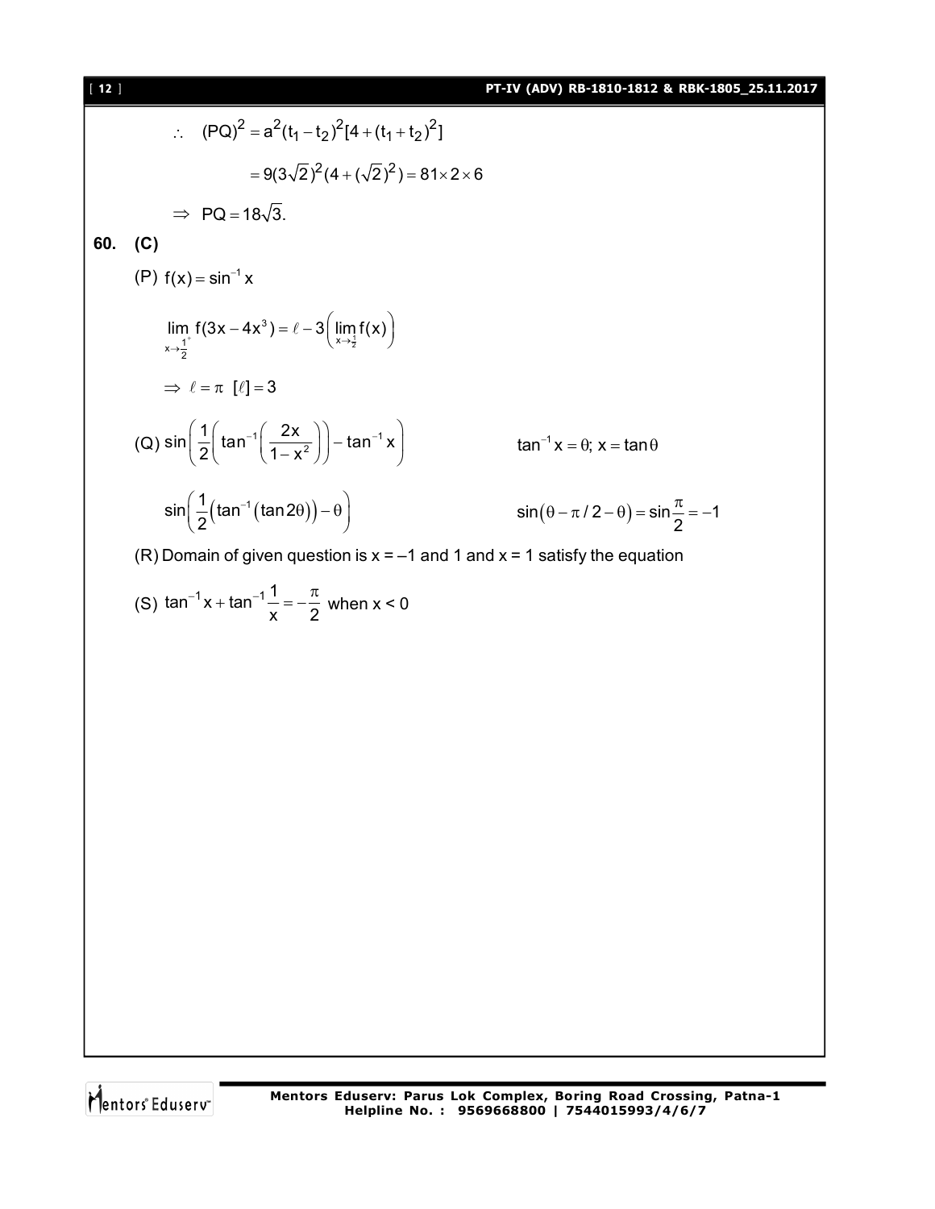$\therefore \quad (PQ)^2 = a^2(t_1 - t_2)^2[4 + (t_1 + t_2)^2]$

$$= 9(3\sqrt{2})^2(4 + (\sqrt{2})^2) = 81 \times 2 \times 6$$

$\Rightarrow \quad PQ = 18\sqrt{3}.$

**60. (C)**

(P) $f(x) = \sin^{-1} x$

$$\lim_{x \to \frac{1}{2}^+} f(3x - 4x^3) = \ell - 3\left(\lim_{x \to \frac{1}{2}} f(x)\right)$$

$\Rightarrow \ \ell = \pi \ \ [\ell] = 3$

(Q) $\sin\left(\frac{1}{2}\left(\tan^{-1}\left(\frac{2x}{1-x^2}\right)\right) - \tan^{-1} x\right)$ $\qquad \tan^{-1} x = \theta; \ x = \tan\theta$

$\sin\left(\frac{1}{2}\left(\tan^{-1}(\tan 2\theta)\right) - \theta\right)$ $\qquad \sin(\theta - \pi/2 - \theta) = \sin\frac{\pi}{2} = -1$

(R) Domain of given question is x = –1 and 1 and x = 1 satisfy the equation

(S) $\tan^{-1} x + \tan^{-1}\frac{1}{x} = -\frac{\pi}{2}$ when $x < 0$